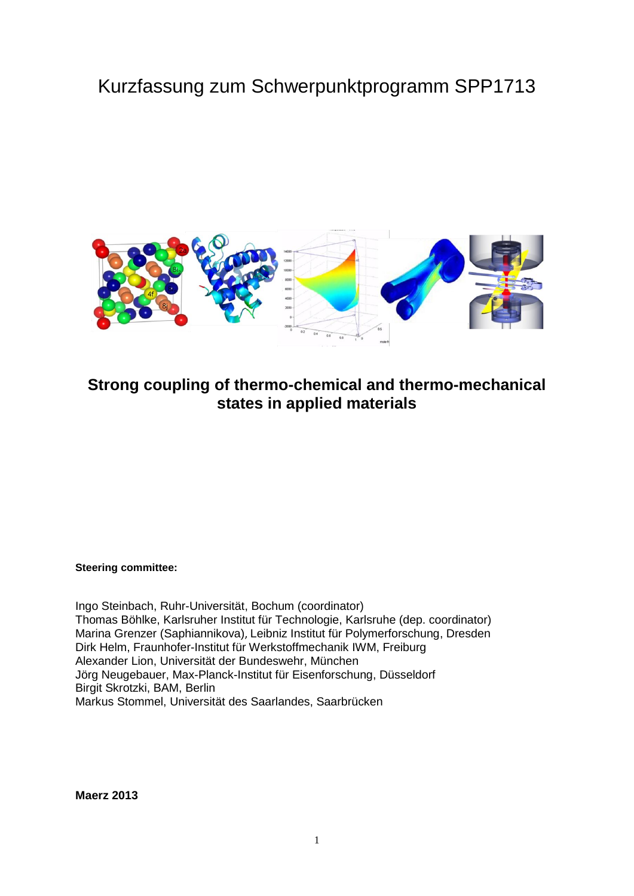# Kurzfassung zum Schwerpunktprogramm SPP1713

## Strong coupling of thermo-chemical and thermo-mechanical states in applied materials

**Steering committee:**

Ingo Steinbach, Ruhr-Universität, Bochum (coordinator)
Thomas Böhlke, Karlsruher Institut für Technologie, Karlsruhe (dep. coordinator)
Marina Grenzer (Saphiannikova), Leibniz Institut für Polymerforschung, Dresden
Dirk Helm, Fraunhofer-Institut für Werkstoffmechanik IWM, Freiburg
Alexander Lion, Universität der Bundeswehr, München
Jörg Neugebauer, Max-Planck-Institut für Eisenforschung, Düsseldorf
Birgit Skrotzki, BAM, Berlin
Markus Stommel, Universität des Saarlandes, Saarbrücken

**Maerz 2013**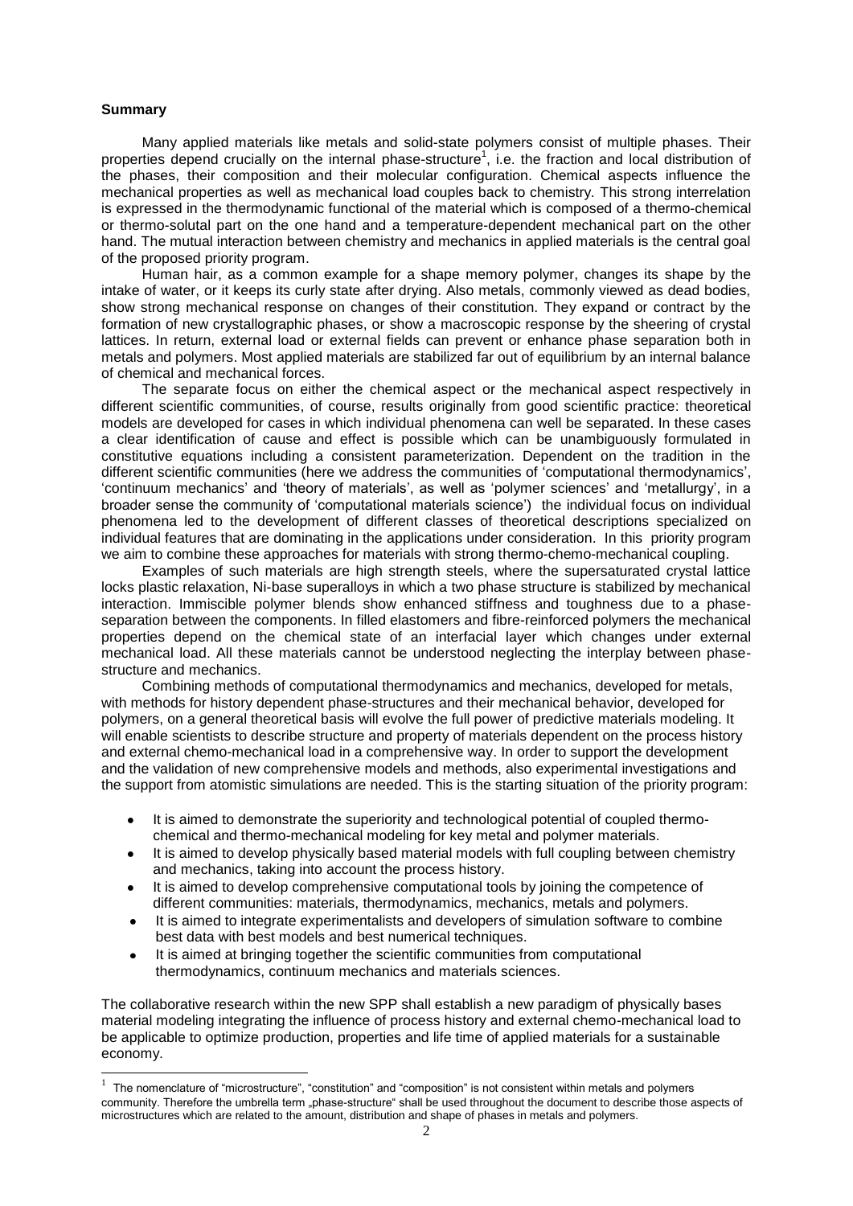**Summary**

Many applied materials like metals and solid-state polymers consist of multiple phases. Their properties depend crucially on the internal phase-structure[1], i.e. the fraction and local distribution of the phases, their composition and their molecular configuration. Chemical aspects influence the mechanical properties as well as mechanical load couples back to chemistry. This strong interrelation is expressed in the thermodynamic functional of the material which is composed of a thermo-chemical or thermo-solutal part on the one hand and a temperature-dependent mechanical part on the other hand. The mutual interaction between chemistry and mechanics in applied materials is the central goal of the proposed priority program.

Human hair, as a common example for a shape memory polymer, changes its shape by the intake of water, or it keeps its curly state after drying. Also metals, commonly viewed as dead bodies, show strong mechanical response on changes of their constitution. They expand or contract by the formation of new crystallographic phases, or show a macroscopic response by the sheering of crystal lattices. In return, external load or external fields can prevent or enhance phase separation both in metals and polymers. Most applied materials are stabilized far out of equilibrium by an internal balance of chemical and mechanical forces.

The separate focus on either the chemical aspect or the mechanical aspect respectively in different scientific communities, of course, results originally from good scientific practice: theoretical models are developed for cases in which individual phenomena can well be separated. In these cases a clear identification of cause and effect is possible which can be unambiguously formulated in constitutive equations including a consistent parameterization. Dependent on the tradition in the different scientific communities (here we address the communities of 'computational thermodynamics', 'continuum mechanics' and 'theory of materials', as well as 'polymer sciences' and 'metallurgy', in a broader sense the community of 'computational materials science') the individual focus on individual phenomena led to the development of different classes of theoretical descriptions specialized on individual features that are dominating in the applications under consideration. In this priority program we aim to combine these approaches for materials with strong thermo-chemo-mechanical coupling.

Examples of such materials are high strength steels, where the supersaturated crystal lattice locks plastic relaxation, Ni-base superalloys in which a two phase structure is stabilized by mechanical interaction. Immiscible polymer blends show enhanced stiffness and toughness due to a phase-separation between the components. In filled elastomers and fibre-reinforced polymers the mechanical properties depend on the chemical state of an interfacial layer which changes under external mechanical load. All these materials cannot be understood neglecting the interplay between phase-structure and mechanics.

Combining methods of computational thermodynamics and mechanics, developed for metals, with methods for history dependent phase-structures and their mechanical behavior, developed for polymers, on a general theoretical basis will evolve the full power of predictive materials modeling. It will enable scientists to describe structure and property of materials dependent on the process history and external chemo-mechanical load in a comprehensive way. In order to support the development and the validation of new comprehensive models and methods, also experimental investigations and the support from atomistic simulations are needed. This is the starting situation of the priority program:

- It is aimed to demonstrate the superiority and technological potential of coupled thermo-chemical and thermo-mechanical modeling for key metal and polymer materials.
- It is aimed to develop physically based material models with full coupling between chemistry and mechanics, taking into account the process history.
- It is aimed to develop comprehensive computational tools by joining the competence of different communities: materials, thermodynamics, mechanics, metals and polymers.
- It is aimed to integrate experimentalists and developers of simulation software to combine best data with best models and best numerical techniques.
- It is aimed at bringing together the scientific communities from computational thermodynamics, continuum mechanics and materials sciences.

The collaborative research within the new SPP shall establish a new paradigm of physically bases material modeling integrating the influence of process history and external chemo-mechanical load to be applicable to optimize production, properties and life time of applied materials for a sustainable economy.

---

[1] The nomenclature of "microstructure", "constitution" and "composition" is not consistent within metals and polymers community. Therefore the umbrella term „phase-structure" shall be used throughout the document to describe those aspects of microstructures which are related to the amount, distribution and shape of phases in metals and polymers.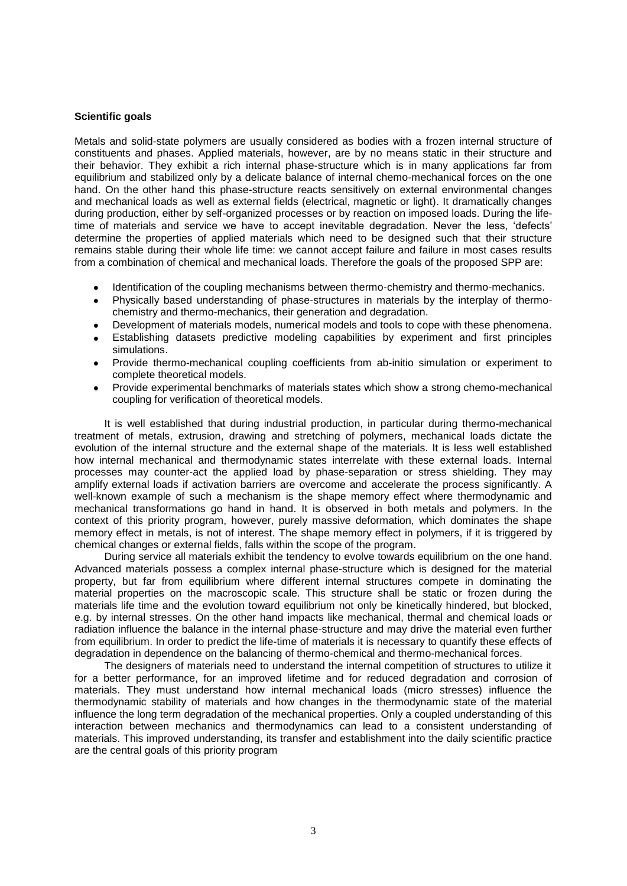**Scientific goals**

Metals and solid-state polymers are usually considered as bodies with a frozen internal structure of constituents and phases. Applied materials, however, are by no means static in their structure and their behavior. They exhibit a rich internal phase-structure which is in many applications far from equilibrium and stabilized only by a delicate balance of internal chemo-mechanical forces on the one hand. On the other hand this phase-structure reacts sensitively on external environmental changes and mechanical loads as well as external fields (electrical, magnetic or light). It dramatically changes during production, either by self-organized processes or by reaction on imposed loads. During the life-time of materials and service we have to accept inevitable degradation. Never the less, 'defects' determine the properties of applied materials which need to be designed such that their structure remains stable during their whole life time: we cannot accept failure and failure in most cases results from a combination of chemical and mechanical loads. Therefore the goals of the proposed SPP are:

- Identification of the coupling mechanisms between thermo-chemistry and thermo-mechanics.
- Physically based understanding of phase-structures in materials by the interplay of thermo-chemistry and thermo-mechanics, their generation and degradation.
- Development of materials models, numerical models and tools to cope with these phenomena.
- Establishing datasets predictive modeling capabilities by experiment and first principles simulations.
- Provide thermo-mechanical coupling coefficients from ab-initio simulation or experiment to complete theoretical models.
- Provide experimental benchmarks of materials states which show a strong chemo-mechanical coupling for verification of theoretical models.

It is well established that during industrial production, in particular during thermo-mechanical treatment of metals, extrusion, drawing and stretching of polymers, mechanical loads dictate the evolution of the internal structure and the external shape of the materials. It is less well established how internal mechanical and thermodynamic states interrelate with these external loads. Internal processes may counter-act the applied load by phase-separation or stress shielding. They may amplify external loads if activation barriers are overcome and accelerate the process significantly. A well-known example of such a mechanism is the shape memory effect where thermodynamic and mechanical transformations go hand in hand. It is observed in both metals and polymers. In the context of this priority program, however, purely massive deformation, which dominates the shape memory effect in metals, is not of interest. The shape memory effect in polymers, if it is triggered by chemical changes or external fields, falls within the scope of the program.

During service all materials exhibit the tendency to evolve towards equilibrium on the one hand. Advanced materials possess a complex internal phase-structure which is designed for the material property, but far from equilibrium where different internal structures compete in dominating the material properties on the macroscopic scale. This structure shall be static or frozen during the materials life time and the evolution toward equilibrium not only be kinetically hindered, but blocked, e.g. by internal stresses. On the other hand impacts like mechanical, thermal and chemical loads or radiation influence the balance in the internal phase-structure and may drive the material even further from equilibrium. In order to predict the life-time of materials it is necessary to quantify these effects of degradation in dependence on the balancing of thermo-chemical and thermo-mechanical forces.

The designers of materials need to understand the internal competition of structures to utilize it for a better performance, for an improved lifetime and for reduced degradation and corrosion of materials. They must understand how internal mechanical loads (micro stresses) influence the thermodynamic stability of materials and how changes in the thermodynamic state of the material influence the long term degradation of the mechanical properties. Only a coupled understanding of this interaction between mechanics and thermodynamics can lead to a consistent understanding of materials. This improved understanding, its transfer and establishment into the daily scientific practice are the central goals of this priority program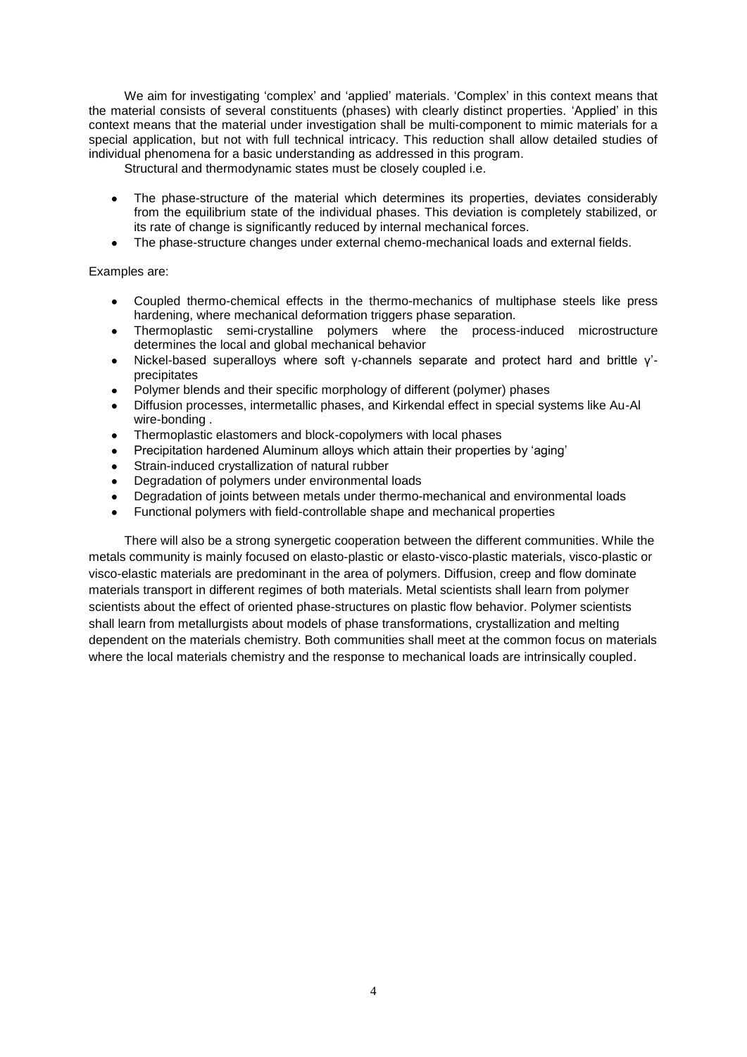We aim for investigating 'complex' and 'applied' materials. 'Complex' in this context means that the material consists of several constituents (phases) with clearly distinct properties. 'Applied' in this context means that the material under investigation shall be multi-component to mimic materials for a special application, but not with full technical intricacy. This reduction shall allow detailed studies of individual phenomena for a basic understanding as addressed in this program.

Structural and thermodynamic states must be closely coupled i.e.

- The phase-structure of the material which determines its properties, deviates considerably from the equilibrium state of the individual phases. This deviation is completely stabilized, or its rate of change is significantly reduced by internal mechanical forces.
- The phase-structure changes under external chemo-mechanical loads and external fields.

Examples are:

- Coupled thermo-chemical effects in the thermo-mechanics of multiphase steels like press hardening, where mechanical deformation triggers phase separation.
- Thermoplastic semi-crystalline polymers where the process-induced microstructure determines the local and global mechanical behavior
- Nickel-based superalloys where soft γ-channels separate and protect hard and brittle γ'-precipitates
- Polymer blends and their specific morphology of different (polymer) phases
- Diffusion processes, intermetallic phases, and Kirkendal effect in special systems like Au-Al wire-bonding .
- Thermoplastic elastomers and block-copolymers with local phases
- Precipitation hardened Aluminum alloys which attain their properties by 'aging'
- Strain-induced crystallization of natural rubber
- Degradation of polymers under environmental loads
- Degradation of joints between metals under thermo-mechanical and environmental loads
- Functional polymers with field-controllable shape and mechanical properties

There will also be a strong synergetic cooperation between the different communities. While the metals community is mainly focused on elasto-plastic or elasto-visco-plastic materials, visco-plastic or visco-elastic materials are predominant in the area of polymers. Diffusion, creep and flow dominate materials transport in different regimes of both materials. Metal scientists shall learn from polymer scientists about the effect of oriented phase-structures on plastic flow behavior. Polymer scientists shall learn from metallurgists about models of phase transformations, crystallization and melting dependent on the materials chemistry. Both communities shall meet at the common focus on materials where the local materials chemistry and the response to mechanical loads are intrinsically coupled.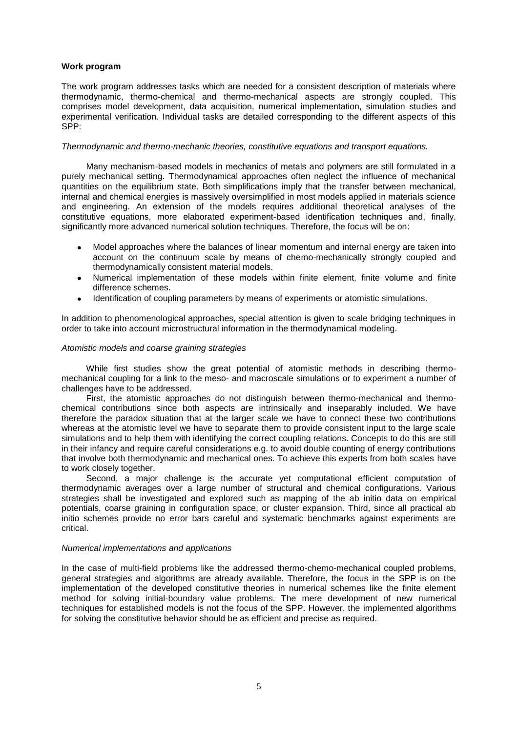**Work program**

The work program addresses tasks which are needed for a consistent description of materials where thermodynamic, thermo-chemical and thermo-mechanical aspects are strongly coupled. This comprises model development, data acquisition, numerical implementation, simulation studies and experimental verification. Individual tasks are detailed corresponding to the different aspects of this SPP:

*Thermodynamic and thermo-mechanic theories, constitutive equations and transport equations.*

Many mechanism-based models in mechanics of metals and polymers are still formulated in a purely mechanical setting. Thermodynamical approaches often neglect the influence of mechanical quantities on the equilibrium state. Both simplifications imply that the transfer between mechanical, internal and chemical energies is massively oversimplified in most models applied in materials science and engineering. An extension of the models requires additional theoretical analyses of the constitutive equations, more elaborated experiment-based identification techniques and, finally, significantly more advanced numerical solution techniques. Therefore, the focus will be on:

- Model approaches where the balances of linear momentum and internal energy are taken into account on the continuum scale by means of chemo-mechanically strongly coupled and thermodynamically consistent material models.
- Numerical implementation of these models within finite element, finite volume and finite difference schemes.
- Identification of coupling parameters by means of experiments or atomistic simulations.

In addition to phenomenological approaches, special attention is given to scale bridging techniques in order to take into account microstructural information in the thermodynamical modeling.

*Atomistic models and coarse graining strategies*

While first studies show the great potential of atomistic methods in describing thermo-mechanical coupling for a link to the meso- and macroscale simulations or to experiment a number of challenges have to be addressed.

First, the atomistic approaches do not distinguish between thermo-mechanical and thermo-chemical contributions since both aspects are intrinsically and inseparably included. We have therefore the paradox situation that at the larger scale we have to connect these two contributions whereas at the atomistic level we have to separate them to provide consistent input to the large scale simulations and to help them with identifying the correct coupling relations. Concepts to do this are still in their infancy and require careful considerations e.g. to avoid double counting of energy contributions that involve both thermodynamic and mechanical ones. To achieve this experts from both scales have to work closely together.

Second, a major challenge is the accurate yet computational efficient computation of thermodynamic averages over a large number of structural and chemical configurations. Various strategies shall be investigated and explored such as mapping of the ab initio data on empirical potentials, coarse graining in configuration space, or cluster expansion. Third, since all practical ab initio schemes provide no error bars careful and systematic benchmarks against experiments are critical.

*Numerical implementations and applications*

In the case of multi-field problems like the addressed thermo-chemo-mechanical coupled problems, general strategies and algorithms are already available. Therefore, the focus in the SPP is on the implementation of the developed constitutive theories in numerical schemes like the finite element method for solving initial-boundary value problems. The mere development of new numerical techniques for established models is not the focus of the SPP. However, the implemented algorithms for solving the constitutive behavior should be as efficient and precise as required.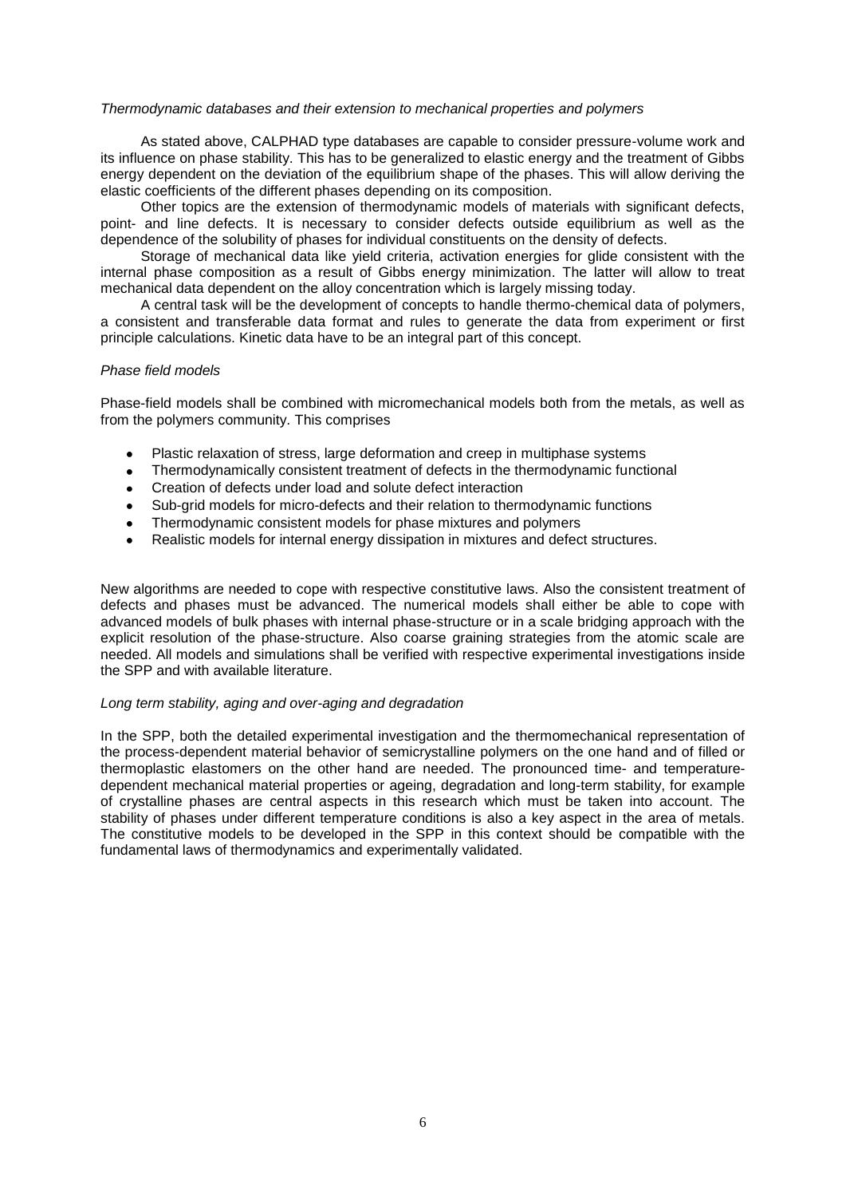*Thermodynamic databases and their extension to mechanical properties and polymers*

As stated above, CALPHAD type databases are capable to consider pressure-volume work and its influence on phase stability. This has to be generalized to elastic energy and the treatment of Gibbs energy dependent on the deviation of the equilibrium shape of the phases. This will allow deriving the elastic coefficients of the different phases depending on its composition.

Other topics are the extension of thermodynamic models of materials with significant defects, point- and line defects. It is necessary to consider defects outside equilibrium as well as the dependence of the solubility of phases for individual constituents on the density of defects.

Storage of mechanical data like yield criteria, activation energies for glide consistent with the internal phase composition as a result of Gibbs energy minimization. The latter will allow to treat mechanical data dependent on the alloy concentration which is largely missing today.

A central task will be the development of concepts to handle thermo-chemical data of polymers, a consistent and transferable data format and rules to generate the data from experiment or first principle calculations. Kinetic data have to be an integral part of this concept.

*Phase field models*

Phase-field models shall be combined with micromechanical models both from the metals, as well as from the polymers community. This comprises

- Plastic relaxation of stress, large deformation and creep in multiphase systems
- Thermodynamically consistent treatment of defects in the thermodynamic functional
- Creation of defects under load and solute defect interaction
- Sub-grid models for micro-defects and their relation to thermodynamic functions
- Thermodynamic consistent models for phase mixtures and polymers
- Realistic models for internal energy dissipation in mixtures and defect structures.

New algorithms are needed to cope with respective constitutive laws. Also the consistent treatment of defects and phases must be advanced. The numerical models shall either be able to cope with advanced models of bulk phases with internal phase-structure or in a scale bridging approach with the explicit resolution of the phase-structure. Also coarse graining strategies from the atomic scale are needed. All models and simulations shall be verified with respective experimental investigations inside the SPP and with available literature.

*Long term stability, aging and over-aging and degradation*

In the SPP, both the detailed experimental investigation and the thermomechanical representation of the process-dependent material behavior of semicrystalline polymers on the one hand and of filled or thermoplastic elastomers on the other hand are needed. The pronounced time- and temperature-dependent mechanical material properties or ageing, degradation and long-term stability, for example of crystalline phases are central aspects in this research which must be taken into account. The stability of phases under different temperature conditions is also a key aspect in the area of metals. The constitutive models to be developed in the SPP in this context should be compatible with the fundamental laws of thermodynamics and experimentally validated.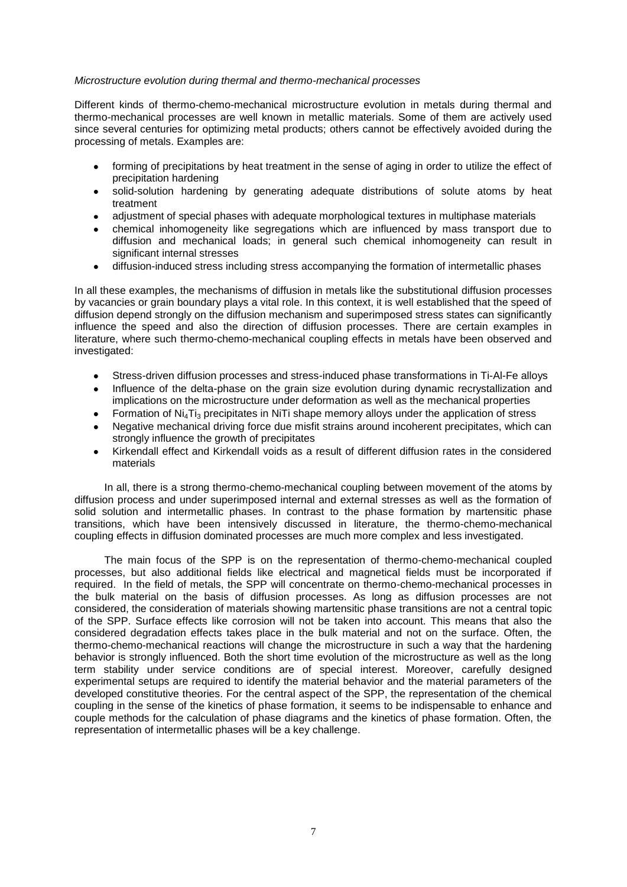*Microstructure evolution during thermal and thermo-mechanical processes*

Different kinds of thermo-chemo-mechanical microstructure evolution in metals during thermal and thermo-mechanical processes are well known in metallic materials. Some of them are actively used since several centuries for optimizing metal products; others cannot be effectively avoided during the processing of metals. Examples are:

- forming of precipitations by heat treatment in the sense of aging in order to utilize the effect of precipitation hardening
- solid-solution hardening by generating adequate distributions of solute atoms by heat treatment
- adjustment of special phases with adequate morphological textures in multiphase materials
- chemical inhomogeneity like segregations which are influenced by mass transport due to diffusion and mechanical loads; in general such chemical inhomogeneity can result in significant internal stresses
- diffusion-induced stress including stress accompanying the formation of intermetallic phases

In all these examples, the mechanisms of diffusion in metals like the substitutional diffusion processes by vacancies or grain boundary plays a vital role. In this context, it is well established that the speed of diffusion depend strongly on the diffusion mechanism and superimposed stress states can significantly influence the speed and also the direction of diffusion processes. There are certain examples in literature, where such thermo-chemo-mechanical coupling effects in metals have been observed and investigated:

- Stress-driven diffusion processes and stress-induced phase transformations in Ti-Al-Fe alloys
- Influence of the delta-phase on the grain size evolution during dynamic recrystallization and implications on the microstructure under deformation as well as the mechanical properties
- Formation of $Ni_4Ti_3$ precipitates in NiTi shape memory alloys under the application of stress
- Negative mechanical driving force due misfit strains around incoherent precipitates, which can strongly influence the growth of precipitates
- Kirkendall effect and Kirkendall voids as a result of different diffusion rates in the considered materials

In all, there is a strong thermo-chemo-mechanical coupling between movement of the atoms by diffusion process and under superimposed internal and external stresses as well as the formation of solid solution and intermetallic phases. In contrast to the phase formation by martensitic phase transitions, which have been intensively discussed in literature, the thermo-chemo-mechanical coupling effects in diffusion dominated processes are much more complex and less investigated.

The main focus of the SPP is on the representation of thermo-chemo-mechanical coupled processes, but also additional fields like electrical and magnetical fields must be incorporated if required. In the field of metals, the SPP will concentrate on thermo-chemo-mechanical processes in the bulk material on the basis of diffusion processes. As long as diffusion processes are not considered, the consideration of materials showing martensitic phase transitions are not a central topic of the SPP. Surface effects like corrosion will not be taken into account. This means that also the considered degradation effects takes place in the bulk material and not on the surface. Often, the thermo-chemo-mechanical reactions will change the microstructure in such a way that the hardening behavior is strongly influenced. Both the short time evolution of the microstructure as well as the long term stability under service conditions are of special interest. Moreover, carefully designed experimental setups are required to identify the material behavior and the material parameters of the developed constitutive theories. For the central aspect of the SPP, the representation of the chemical coupling in the sense of the kinetics of phase formation, it seems to be indispensable to enhance and couple methods for the calculation of phase diagrams and the kinetics of phase formation. Often, the representation of intermetallic phases will be a key challenge.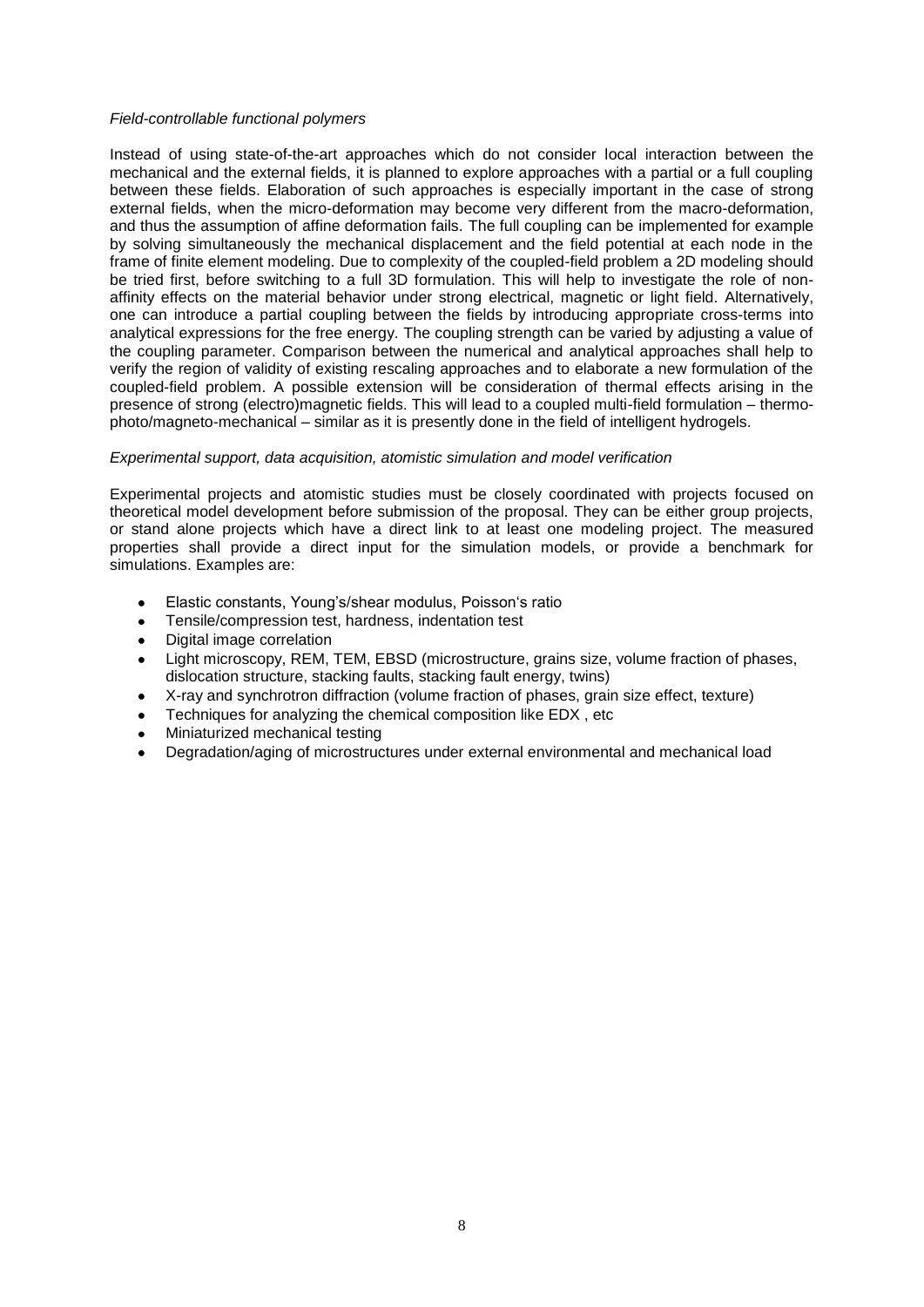*Field-controllable functional polymers*

Instead of using state-of-the-art approaches which do not consider local interaction between the mechanical and the external fields, it is planned to explore approaches with a partial or a full coupling between these fields. Elaboration of such approaches is especially important in the case of strong external fields, when the micro-deformation may become very different from the macro-deformation, and thus the assumption of affine deformation fails. The full coupling can be implemented for example by solving simultaneously the mechanical displacement and the field potential at each node in the frame of finite element modeling. Due to complexity of the coupled-field problem a 2D modeling should be tried first, before switching to a full 3D formulation. This will help to investigate the role of non-affinity effects on the material behavior under strong electrical, magnetic or light field. Alternatively, one can introduce a partial coupling between the fields by introducing appropriate cross-terms into analytical expressions for the free energy. The coupling strength can be varied by adjusting a value of the coupling parameter. Comparison between the numerical and analytical approaches shall help to verify the region of validity of existing rescaling approaches and to elaborate a new formulation of the coupled-field problem. A possible extension will be consideration of thermal effects arising in the presence of strong (electro)magnetic fields. This will lead to a coupled multi-field formulation – thermo-photo/magneto-mechanical – similar as it is presently done in the field of intelligent hydrogels.

*Experimental support, data acquisition, atomistic simulation and model verification*

Experimental projects and atomistic studies must be closely coordinated with projects focused on theoretical model development before submission of the proposal. They can be either group projects, or stand alone projects which have a direct link to at least one modeling project. The measured properties shall provide a direct input for the simulation models, or provide a benchmark for simulations. Examples are:

- Elastic constants, Young's/shear modulus, Poisson's ratio
- Tensile/compression test, hardness, indentation test
- Digital image correlation
- Light microscopy, REM, TEM, EBSD (microstructure, grains size, volume fraction of phases, dislocation structure, stacking faults, stacking fault energy, twins)
- X-ray and synchrotron diffraction (volume fraction of phases, grain size effect, texture)
- Techniques for analyzing the chemical composition like EDX , etc
- Miniaturized mechanical testing
- Degradation/aging of microstructures under external environmental and mechanical load